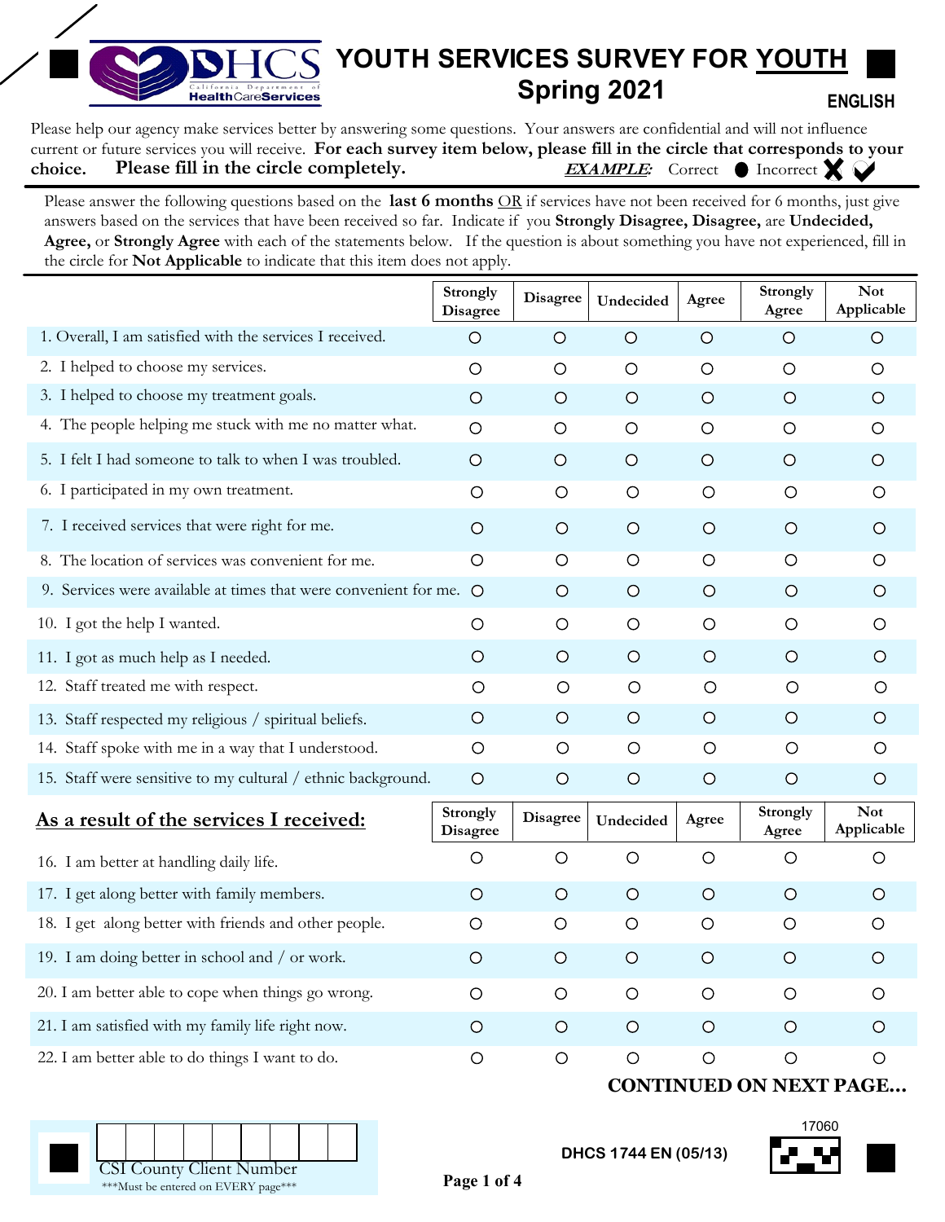# YOUTH SERVICES SURVEY FOR YOUTH
## Spring 2021

**ENGLISH**

Please help our agency make services better by answering some questions. Your answers are confidential and will not influence current or future services you will receive. **For each survey item below, please fill in the circle that corresponds to your choice. Please fill in the circle completely.** ***EXAMPLE:*** Correct ● Incorrect ✘ ✔

Please answer the following questions based on the **last 6 months** OR if services have not been received for 6 months, just give answers based on the services that have been received so far. Indicate if you **Strongly Disagree, Disagree,** are **Undecided, Agree,** or **Strongly Agree** with each of the statements below. If the question is about something you have not experienced, fill in the circle for **Not Applicable** to indicate that this item does not apply.

| | Strongly Disagree | Disagree | Undecided | Agree | Strongly Agree | Not Applicable |
|---|---|---|---|---|---|---|
| 1. Overall, I am satisfied with the services I received. | ○ | ○ | ○ | ○ | ○ | ○ |
| 2. I helped to choose my services. | ○ | ○ | ○ | ○ | ○ | ○ |
| 3. I helped to choose my treatment goals. | ○ | ○ | ○ | ○ | ○ | ○ |
| 4. The people helping me stuck with me no matter what. | ○ | ○ | ○ | ○ | ○ | ○ |
| 5. I felt I had someone to talk to when I was troubled. | ○ | ○ | ○ | ○ | ○ | ○ |
| 6. I participated in my own treatment. | ○ | ○ | ○ | ○ | ○ | ○ |
| 7. I received services that were right for me. | ○ | ○ | ○ | ○ | ○ | ○ |
| 8. The location of services was convenient for me. | ○ | ○ | ○ | ○ | ○ | ○ |
| 9. Services were available at times that were convenient for me. | ○ | ○ | ○ | ○ | ○ | ○ |
| 10. I got the help I wanted. | ○ | ○ | ○ | ○ | ○ | ○ |
| 11. I got as much help as I needed. | ○ | ○ | ○ | ○ | ○ | ○ |
| 12. Staff treated me with respect. | ○ | ○ | ○ | ○ | ○ | ○ |
| 13. Staff respected my religious / spiritual beliefs. | ○ | ○ | ○ | ○ | ○ | ○ |
| 14. Staff spoke with me in a way that I understood. | ○ | ○ | ○ | ○ | ○ | ○ |
| 15. Staff were sensitive to my cultural / ethnic background. | ○ | ○ | ○ | ○ | ○ | ○ |

| <u>**As a result of the services I received:**</u> | Strongly Disagree | Disagree | Undecided | Agree | Strongly Agree | Not Applicable |
|---|---|---|---|---|---|---|
| 16. I am better at handling daily life. | ○ | ○ | ○ | ○ | ○ | ○ |
| 17. I get along better with family members. | ○ | ○ | ○ | ○ | ○ | ○ |
| 18. I get along better with friends and other people. | ○ | ○ | ○ | ○ | ○ | ○ |
| 19. I am doing better in school and / or work. | ○ | ○ | ○ | ○ | ○ | ○ |
| 20. I am better able to cope when things go wrong. | ○ | ○ | ○ | ○ | ○ | ○ |
| 21. I am satisfied with my family life right now. | ○ | ○ | ○ | ○ | ○ | ○ |
| 22. I am better able to do things I want to do. | ○ | ○ | ○ | ○ | ○ | ○ |

**CONTINUED ON NEXT PAGE...**

CSI County Client Number: | | | | | | | | | |

\*\*\*Must be entered on EVERY page\*\*\*

DHCS 1744 EN (05/13)

17060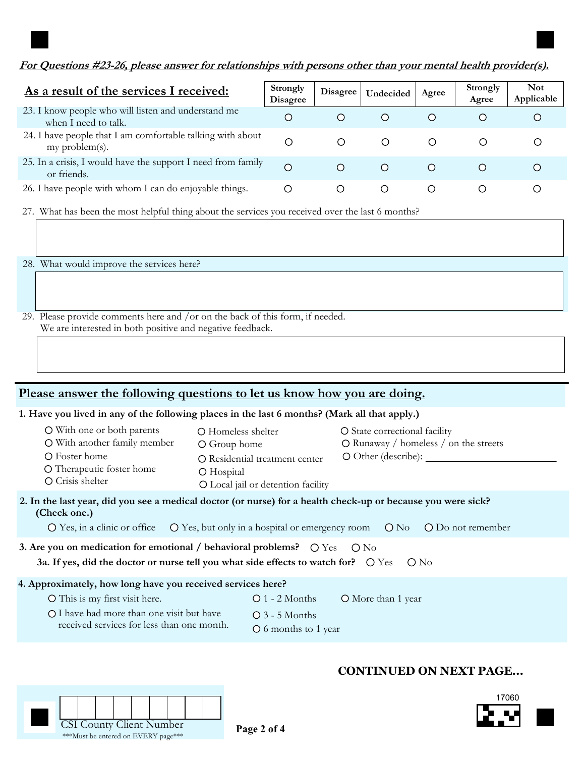***For Questions #23-26, please answer for relationships with persons other than your mental health provider(s).***

| As a result of the services I received: | Strongly Disagree | Disagree | Undecided | Agree | Strongly Agree | Not Applicable |
|---|---|---|---|---|---|---|
| 23. I know people who will listen and understand me when I need to talk. | O | O | O | O | O | O |
| 24. I have people that I am comfortable talking with about my problem(s). | O | O | O | O | O | O |
| 25. In a crisis, I would have the support I need from family or friends. | O | O | O | O | O | O |
| 26. I have people with whom I can do enjoyable things. | O | O | O | O | O | O |

27. What has been the most helpful thing about the services you received over the last 6 months?

28. What would improve the services here?

29. Please provide comments here and /or on the back of this form, if needed.
We are interested in both positive and negative feedback.

## Please answer the following questions to let us know how you are doing.

**1. Have you lived in any of the following places in the last 6 months? (Mark all that apply.)**

- O With one or both parents
- O With another family member
- O Foster home
- O Therapeutic foster home
- O Crisis shelter
- O Homeless shelter
- O Group home
- O Residential treatment center
- O Hospital
- O Local jail or detention facility
- O State correctional facility
- O Runaway / homeless / on the streets
- O Other (describe): ____________________

**2. In the last year, did you see a medical doctor (or nurse) for a health check-up or because you were sick? (Check one.)**

O Yes, in a clinic or office O Yes, but only in a hospital or emergency room O No O Do not remember

**3. Are you on medication for emotional / behavioral problems?** O Yes O No

**3a. If yes, did the doctor or nurse tell you what side effects to watch for?** O Yes O No

**4. Approximately, how long have you received services here?**

- O This is my first visit here.
- O I have had more than one visit but have received services for less than one month.
- O 1 - 2 Months
- O 3 - 5 Months
- O 6 months to 1 year
- O More than 1 year

**CONTINUED ON NEXT PAGE...**

CSI County Client Number

***Must be entered on EVERY page***

17060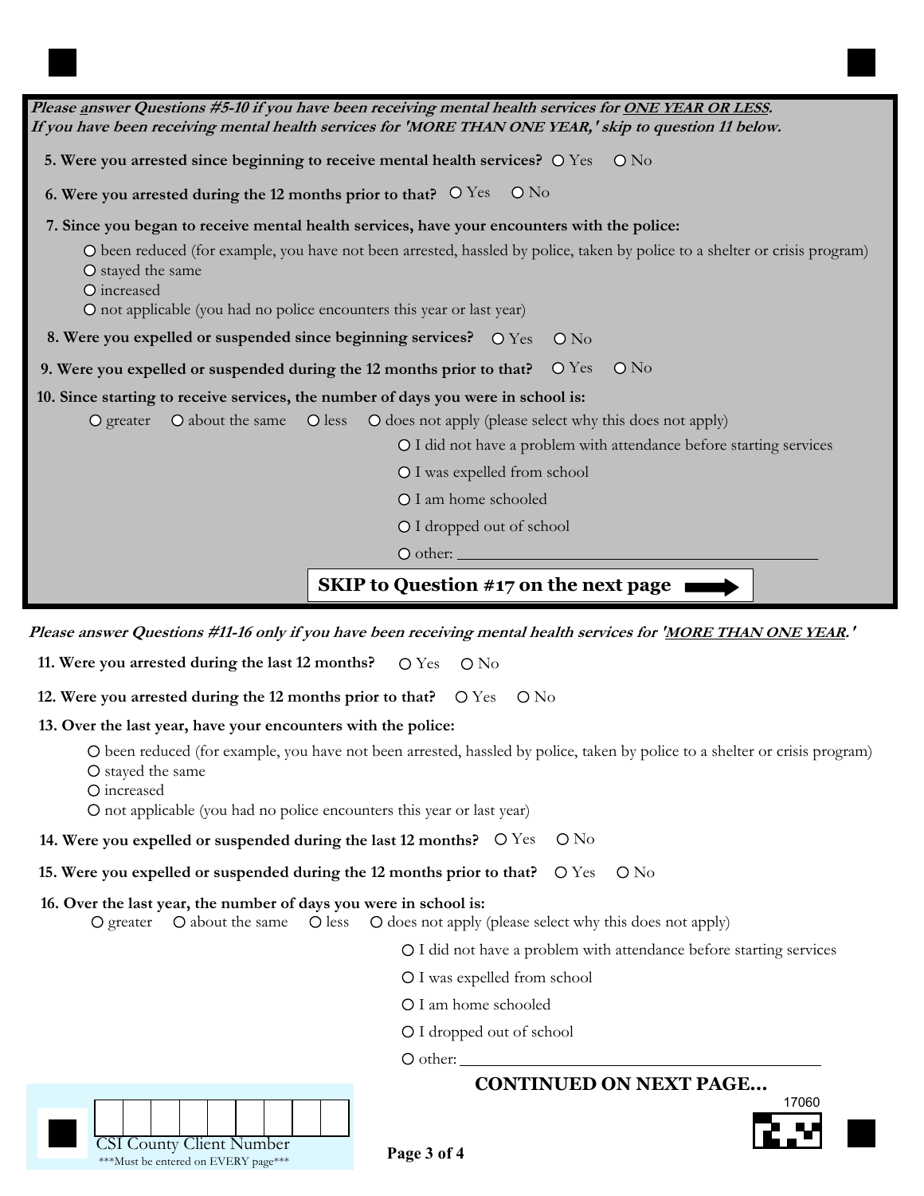***Please answer Questions #5-10 if you have been receiving mental health services for ONE YEAR OR LESS.***
***If you have been receiving mental health services for 'MORE THAN ONE YEAR,' skip to question 11 below.***

**5. Were you arrested since beginning to receive mental health services?** ○ Yes ○ No

**6. Were you arrested during the 12 months prior to that?** ○ Yes ○ No

**7. Since you began to receive mental health services, have your encounters with the police:**

- ○ been reduced (for example, you have not been arrested, hassled by police, taken by police to a shelter or crisis program)
- ○ stayed the same
- ○ increased
- ○ not applicable (you had no police encounters this year or last year)

**8. Were you expelled or suspended since beginning services?** ○ Yes ○ No

**9. Were you expelled or suspended during the 12 months prior to that?** ○ Yes ○ No

**10. Since starting to receive services, the number of days you were in school is:**

○ greater ○ about the same ○ less ○ does not apply (please select why this does not apply)

- ○ I did not have a problem with attendance before starting services
- ○ I was expelled from school
- ○ I am home schooled
- ○ I dropped out of school
- ○ other: ______________________________

**SKIP to Question #17 on the next page →**

***Please answer Questions #11-16 only if you have been receiving mental health services for 'MORE THAN ONE YEAR.'***

**11. Were you arrested during the last 12 months?** ○ Yes ○ No

**12. Were you arrested during the 12 months prior to that?** ○ Yes ○ No

**13. Over the last year, have your encounters with the police:**

- ○ been reduced (for example, you have not been arrested, hassled by police, taken by police to a shelter or crisis program)
- ○ stayed the same
- ○ increased
- ○ not applicable (you had no police encounters this year or last year)

**14. Were you expelled or suspended during the last 12 months?** ○ Yes ○ No

**15. Were you expelled or suspended during the 12 months prior to that?** ○ Yes ○ No

**16. Over the last year, the number of days you were in school is:**

○ greater ○ about the same ○ less ○ does not apply (please select why this does not apply)

- ○ I did not have a problem with attendance before starting services
- ○ I was expelled from school
- ○ I am home schooled
- ○ I dropped out of school
- ○ other: ______________________________

**CONTINUED ON NEXT PAGE...**

17060

CSI County Client Number
***Must be entered on EVERY page***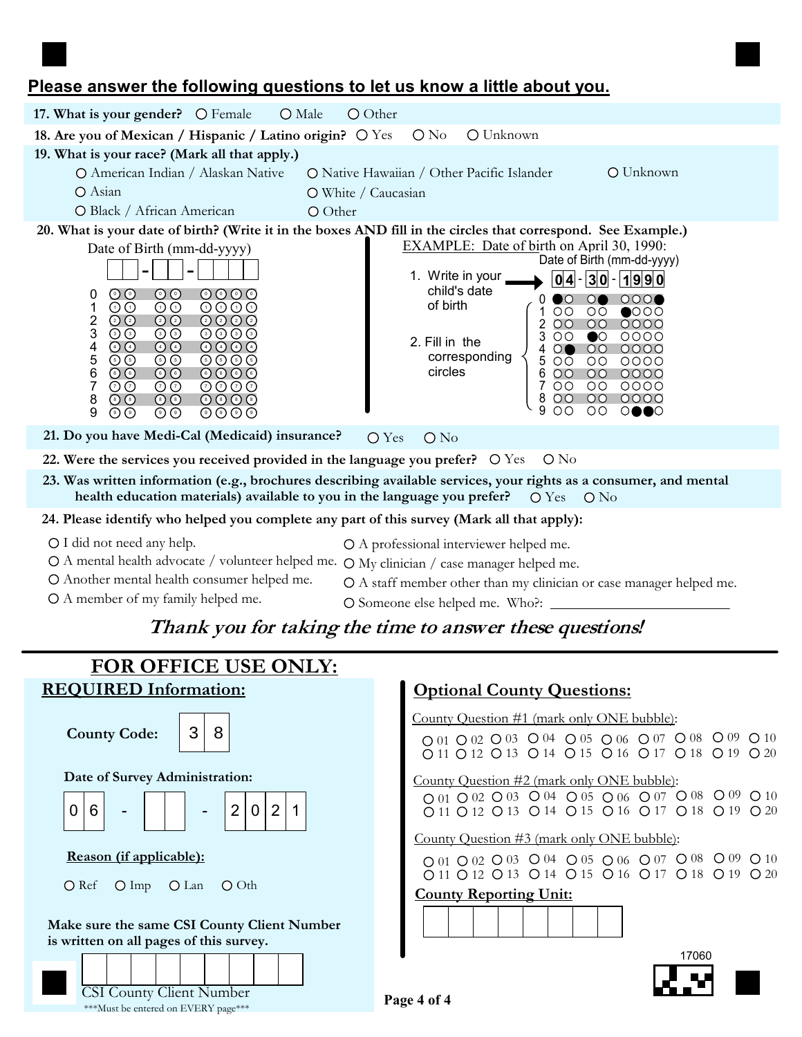## Please answer the following questions to let us know a little about you.

**17. What is your gender?** ○ Female ○ Male ○ Other

**18. Are you of Mexican / Hispanic / Latino origin?** ○ Yes ○ No ○ Unknown

**19. What is your race? (Mark all that apply.)**

- ○ American Indian / Alaskan Native
- ○ Asian
- ○ Black / African American
- ○ Native Hawaiian / Other Pacific Islander
- ○ White / Caucasian
- ○ Other
- ○ Unknown

**20. What is your date of birth? (Write it in the boxes AND fill in the circles that correspond. See Example.)**

Date of Birth (mm-dd-yyyy)

[ ][ ] - [ ][ ] - [ ][ ][ ][ ]

0 1 2 3 4 5 6 7 8 9

EXAMPLE: Date of birth on April 30, 1990:

Date of Birth (mm-dd-yyyy)

1. Write in your child's date of birth → 04 - 30 - 1990
2. Fill in the corresponding circles

**21. Do you have Medi-Cal (Medicaid) insurance?** ○ Yes ○ No

**22. Were the services you received provided in the language you prefer?** ○ Yes ○ No

**23. Was written information (e.g., brochures describing available services, your rights as a consumer, and mental health education materials) available to you in the language you prefer?** ○ Yes ○ No

**24. Please identify who helped you complete any part of this survey (Mark all that apply):**

- ○ I did not need any help.
- ○ A mental health advocate / volunteer helped me.
- ○ Another mental health consumer helped me.
- ○ A member of my family helped me.
- ○ A professional interviewer helped me.
- ○ My clinician / case manager helped me.
- ○ A staff member other than my clinician or case manager helped me.
- ○ Someone else helped me. Who?: ____________________

***Thank you for taking the time to answer these questions!***

## FOR OFFICE USE ONLY:

### REQUIRED Information:

**County Code:** 3 8

**Date of Survey Administration:** 0 6 - [ ][ ] - 2 0 2 1

**Reason (if applicable):** ○ Ref ○ Imp ○ Lan ○ Oth

**Make sure the same CSI County Client Number is written on all pages of this survey.**

[ ][ ][ ][ ][ ][ ][ ][ ][ ]

CSI County Client Number

\*\*\*Must be entered on EVERY page\*\*\*

### Optional County Questions:

County Question #1 (mark only ONE bubble):

○ 01 ○ 02 ○ 03 ○ 04 ○ 05 ○ 06 ○ 07 ○ 08 ○ 09 ○ 10
○ 11 ○ 12 ○ 13 ○ 14 ○ 15 ○ 16 ○ 17 ○ 18 ○ 19 ○ 20

County Question #2 (mark only ONE bubble):

○ 01 ○ 02 ○ 03 ○ 04 ○ 05 ○ 06 ○ 07 ○ 08 ○ 09 ○ 10
○ 11 ○ 12 ○ 13 ○ 14 ○ 15 ○ 16 ○ 17 ○ 18 ○ 19 ○ 20

County Question #3 (mark only ONE bubble):

○ 01 ○ 02 ○ 03 ○ 04 ○ 05 ○ 06 ○ 07 ○ 08 ○ 09 ○ 10
○ 11 ○ 12 ○ 13 ○ 14 ○ 15 ○ 16 ○ 17 ○ 18 ○ 19 ○ 20

**County Reporting Unit:**

[ ][ ][ ][ ][ ][ ][ ][ ]

17060